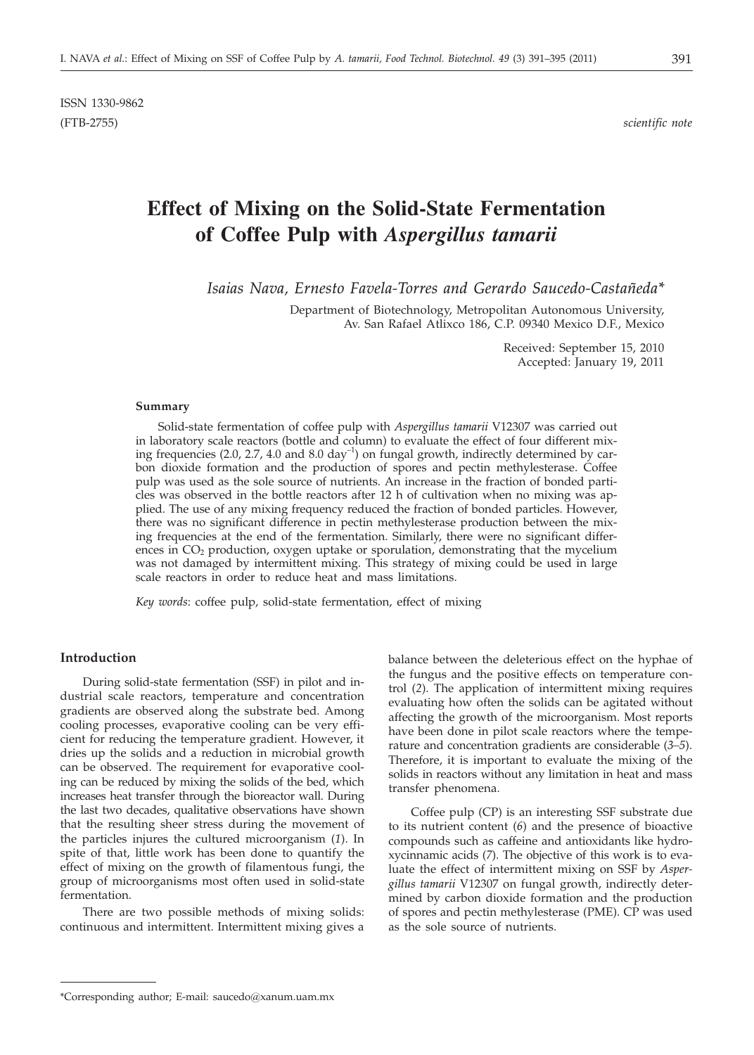ISSN 1330-9862

(FTB-2755)

*scientific note*

# Effect of Mixing on the Solid-State Fermentation of Coffee Pulp with *Aspergillus tamarii*

*Isaias Nava, Ernesto Favela-Torres and Gerardo Saucedo-Castañeda\**

Department of Biotechnology, Metropolitan Autonomous University, Av. San Rafael Atlixco 186, C.P. 09340 Mexico D.F., Mexico

Received: September 15, 2010
Accepted: January 19, 2011

### Summary

Solid-state fermentation of coffee pulp with *Aspergillus tamarii* V12307 was carried out in laboratory scale reactors (bottle and column) to evaluate the effect of four different mixing frequencies (2.0, 2.7, 4.0 and 8.0 $day^{-1}$) on fungal growth, indirectly determined by carbon dioxide formation and the production of spores and pectin methylesterase. Coffee pulp was used as the sole source of nutrients. An increase in the fraction of bonded particles was observed in the bottle reactors after 12 h of cultivation when no mixing was applied. The use of any mixing frequency reduced the fraction of bonded particles. However, there was no significant difference in pectin methylesterase production between the mixing frequencies at the end of the fermentation. Similarly, there were no significant differences in $CO_2$ production, oxygen uptake or sporulation, demonstrating that the mycelium was not damaged by intermittent mixing. This strategy of mixing could be used in large scale reactors in order to reduce heat and mass limitations.

*Key words*: coffee pulp, solid-state fermentation, effect of mixing

## Introduction

During solid-state fermentation (SSF) in pilot and industrial scale reactors, temperature and concentration gradients are observed along the substrate bed. Among cooling processes, evaporative cooling can be very efficient for reducing the temperature gradient. However, it dries up the solids and a reduction in microbial growth can be observed. The requirement for evaporative cooling can be reduced by mixing the solids of the bed, which increases heat transfer through the bioreactor wall. During the last two decades, qualitative observations have shown that the resulting sheer stress during the movement of the particles injures the cultured microorganism (*1*). In spite of that, little work has been done to quantify the effect of mixing on the growth of filamentous fungi, the group of microorganisms most often used in solid-state fermentation.

There are two possible methods of mixing solids: continuous and intermittent. Intermittent mixing gives a balance between the deleterious effect on the hyphae of the fungus and the positive effects on temperature control (*2*). The application of intermittent mixing requires evaluating how often the solids can be agitated without affecting the growth of the microorganism. Most reports have been done in pilot scale reactors where the temperature and concentration gradients are considerable (*3–5*). Therefore, it is important to evaluate the mixing of the solids in reactors without any limitation in heat and mass transfer phenomena.

Coffee pulp (CP) is an interesting SSF substrate due to its nutrient content (*6*) and the presence of bioactive compounds such as caffeine and antioxidants like hydroxycinnamic acids (*7*). The objective of this work is to evaluate the effect of intermittent mixing on SSF by *Aspergillus tamarii* V12307 on fungal growth, indirectly determined by carbon dioxide formation and the production of spores and pectin methylesterase (PME). CP was used as the sole source of nutrients.

\*Corresponding author; E-mail: saucedo@xanum.uam.mx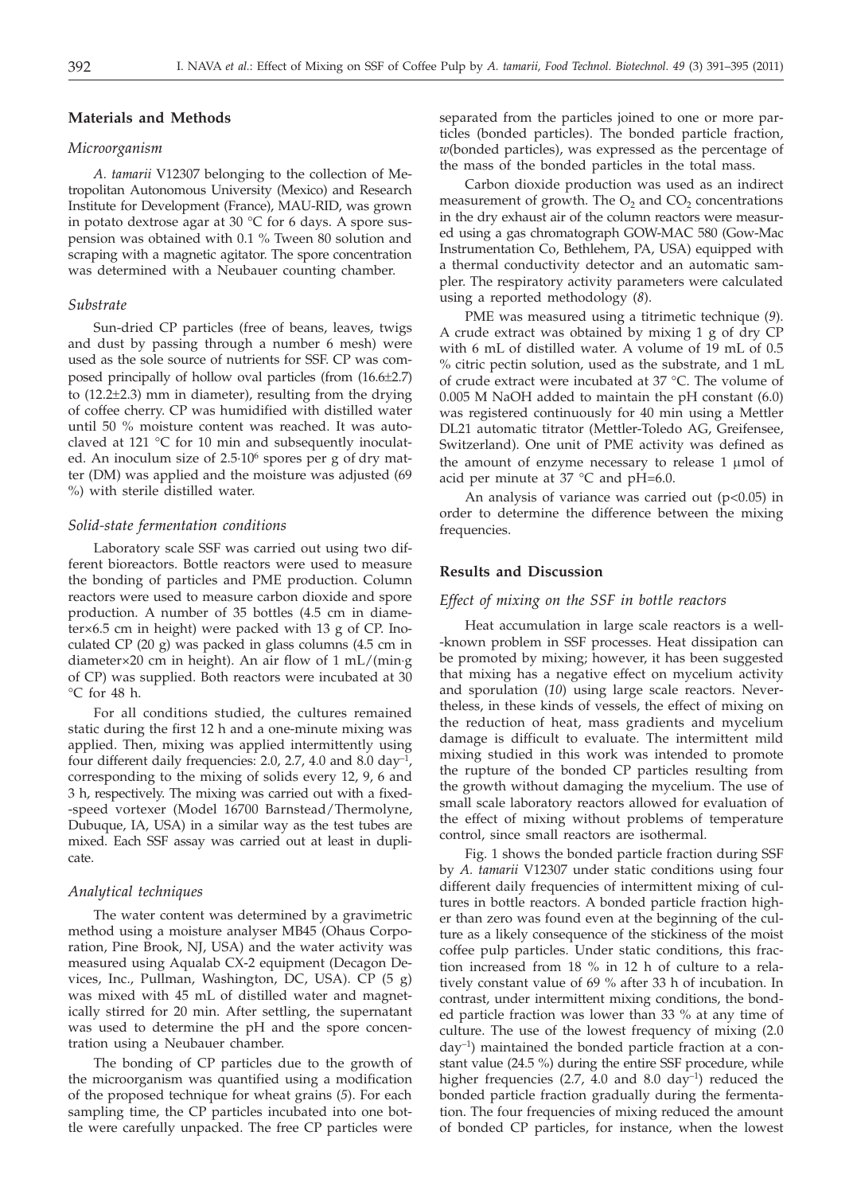## Materials and Methods

### Microorganism

*A. tamarii* V12307 belonging to the collection of Metropolitan Autonomous University (Mexico) and Research Institute for Development (France), MAU-RID, was grown in potato dextrose agar at 30 °C for 6 days. A spore suspension was obtained with 0.1 % Tween 80 solution and scraping with a magnetic agitator. The spore concentration was determined with a Neubauer counting chamber.

### Substrate

Sun-dried CP particles (free of beans, leaves, twigs and dust by passing through a number 6 mesh) were used as the sole source of nutrients for SSF. CP was composed principally of hollow oval particles (from (16.6±2.7) to (12.2±2.3) mm in diameter), resulting from the drying of coffee cherry. CP was humidified with distilled water until 50 % moisture content was reached. It was autoclaved at 121 °C for 10 min and subsequently inoculated. An inoculum size of $2.5\cdot10^6$ spores per g of dry matter (DM) was applied and the moisture was adjusted (69 %) with sterile distilled water.

### Solid-state fermentation conditions

Laboratory scale SSF was carried out using two different bioreactors. Bottle reactors were used to measure the bonding of particles and PME production. Column reactors were used to measure carbon dioxide and spore production. A number of 35 bottles (4.5 cm in diameter×6.5 cm in height) were packed with 13 g of CP. Inoculated CP (20 g) was packed in glass columns (4.5 cm in diameter×20 cm in height). An air flow of 1 mL/(min·g of CP) was supplied. Both reactors were incubated at 30 °C for 48 h.

For all conditions studied, the cultures remained static during the first 12 h and a one-minute mixing was applied. Then, mixing was applied intermittently using four different daily frequencies: 2.0, 2.7, 4.0 and 8.0 $\text{day}^{-1}$, corresponding to the mixing of solids every 12, 9, 6 and 3 h, respectively. The mixing was carried out with a fixed-speed vortexer (Model 16700 Barnstead/Thermolyne, Dubuque, IA, USA) in a similar way as the test tubes are mixed. Each SSF assay was carried out at least in duplicate.

### Analytical techniques

The water content was determined by a gravimetric method using a moisture analyser MB45 (Ohaus Corporation, Pine Brook, NJ, USA) and the water activity was measured using Aqualab CX-2 equipment (Decagon Devices, Inc., Pullman, Washington, DC, USA). CP (5 g) was mixed with 45 mL of distilled water and magnetically stirred for 20 min. After settling, the supernatant was used to determine the pH and the spore concentration using a Neubauer chamber.

The bonding of CP particles due to the growth of the microorganism was quantified using a modification of the proposed technique for wheat grains (*5*). For each sampling time, the CP particles incubated into one bottle were carefully unpacked. The free CP particles were separated from the particles joined to one or more particles (bonded particles). The bonded particle fraction, *w*(bonded particles), was expressed as the percentage of the mass of the bonded particles in the total mass.

Carbon dioxide production was used as an indirect measurement of growth. The $O_2$ and $CO_2$ concentrations in the dry exhaust air of the column reactors were measured using a gas chromatograph GOW-MAC 580 (Gow-Mac Instrumentation Co, Bethlehem, PA, USA) equipped with a thermal conductivity detector and an automatic sampler. The respiratory activity parameters were calculated using a reported methodology (*8*).

PME was measured using a titrimetic technique (*9*). A crude extract was obtained by mixing 1 g of dry CP with 6 mL of distilled water. A volume of 19 mL of 0.5 % citric pectin solution, used as the substrate, and 1 mL of crude extract were incubated at 37 °C. The volume of 0.005 M NaOH added to maintain the pH constant (6.0) was registered continuously for 40 min using a Mettler DL21 automatic titrator (Mettler-Toledo AG, Greifensee, Switzerland). One unit of PME activity was defined as the amount of enzyme necessary to release 1 µmol of acid per minute at 37 °C and pH=6.0.

An analysis of variance was carried out ($p<0.05$) in order to determine the difference between the mixing frequencies.

## Results and Discussion

### Effect of mixing on the SSF in bottle reactors

Heat accumulation in large scale reactors is a well-known problem in SSF processes. Heat dissipation can be promoted by mixing; however, it has been suggested that mixing has a negative effect on mycelium activity and sporulation (*10*) using large scale reactors. Nevertheless, in these kinds of vessels, the effect of mixing on the reduction of heat, mass gradients and mycelium damage is difficult to evaluate. The intermittent mild mixing studied in this work was intended to promote the rupture of the bonded CP particles resulting from the growth without damaging the mycelium. The use of small scale laboratory reactors allowed for evaluation of the effect of mixing without problems of temperature control, since small reactors are isothermal.

Fig. 1 shows the bonded particle fraction during SSF by *A. tamarii* V12307 under static conditions using four different daily frequencies of intermittent mixing of cultures in bottle reactors. A bonded particle fraction higher than zero was found even at the beginning of the culture as a likely consequence of the stickiness of the moist coffee pulp particles. Under static conditions, this fraction increased from 18 % in 12 h of culture to a relatively constant value of 69 % after 33 h of incubation. In contrast, under intermittent mixing conditions, the bonded particle fraction was lower than 33 % at any time of culture. The use of the lowest frequency of mixing (2.0 $\text{day}^{-1}$) maintained the bonded particle fraction at a constant value (24.5 %) during the entire SSF procedure, while higher frequencies (2.7, 4.0 and 8.0 $\text{day}^{-1}$) reduced the bonded particle fraction gradually during the fermentation. The four frequencies of mixing reduced the amount of bonded CP particles, for instance, when the lowest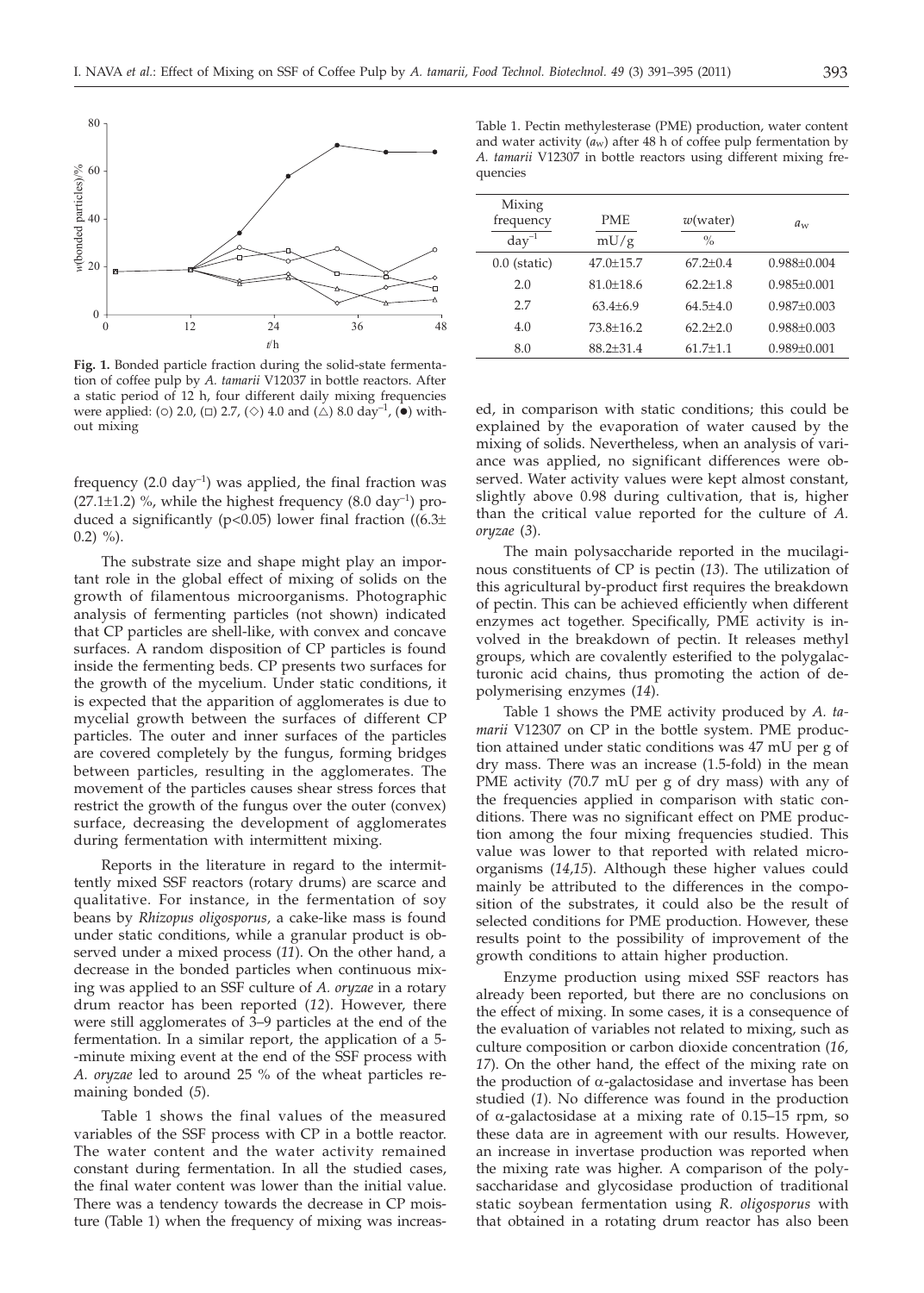**Fig. 1.** Bonded particle fraction during the solid-state fermentation of coffee pulp by *A. tamarii* V12037 in bottle reactors. After a static period of 12 h, four different daily mixing frequencies were applied: (○) 2.0, (□) 2.7, (◇) 4.0 and (△) 8.0 day$^{-1}$, (●) without mixing

frequency (2.0 day$^{-1}$) was applied, the final fraction was (27.1±1.2) %, while the highest frequency (8.0 day$^{-1}$) produced a significantly ($p<0.05$) lower final fraction ((6.3±0.2) %).

The substrate size and shape might play an important role in the global effect of mixing of solids on the growth of filamentous microorganisms. Photographic analysis of fermenting particles (not shown) indicated that CP particles are shell-like, with convex and concave surfaces. A random disposition of CP particles is found inside the fermenting beds. CP presents two surfaces for the growth of the mycelium. Under static conditions, it is expected that the apparition of agglomerates is due to mycelial growth between the surfaces of different CP particles. The outer and inner surfaces of the particles are covered completely by the fungus, forming bridges between particles, resulting in the agglomerates. The movement of the particles causes shear stress forces that restrict the growth of the fungus over the outer (convex) surface, decreasing the development of agglomerates during fermentation with intermittent mixing.

Reports in the literature in regard to the intermittently mixed SSF reactors (rotary drums) are scarce and qualitative. For instance, in the fermentation of soy beans by *Rhizopus oligosporus*, a cake-like mass is found under static conditions, while a granular product is observed under a mixed process (*11*). On the other hand, a decrease in the bonded particles when continuous mixing was applied to an SSF culture of *A. oryzae* in a rotary drum reactor has been reported (*12*). However, there were still agglomerates of 3–9 particles at the end of the fermentation. In a similar report, the application of a 5-minute mixing event at the end of the SSF process with *A. oryzae* led to around 25 % of the wheat particles remaining bonded (*5*).

Table 1 shows the final values of the measured variables of the SSF process with CP in a bottle reactor. The water content and the water activity remained constant during fermentation. In all the studied cases, the final water content was lower than the initial value. There was a tendency towards the decrease in CP moisture (Table 1) when the frequency of mixing was increased, in comparison with static conditions; this could be explained by the evaporation of water caused by the mixing of solids. Nevertheless, when an analysis of variance was applied, no significant differences were observed. Water activity values were kept almost constant, slightly above 0.98 during cultivation, that is, higher than the critical value reported for the culture of *A. oryzae* (*3*).

Table 1. Pectin methylesterase (PME) production, water content and water activity ($a_w$) after 48 h of coffee pulp fermentation by *A. tamarii* V12307 in bottle reactors using different mixing frequencies

| Mixing frequency / day$^{-1}$ | PME / mU/g | $w$(water) / % | $a_w$ |
|---|---|---|---|
| 0.0 (static) | 47.0±15.7 | 67.2±0.4 | 0.988±0.004 |
| 2.0 | 81.0±18.6 | 62.2±1.8 | 0.985±0.001 |
| 2.7 | 63.4±6.9 | 64.5±4.0 | 0.987±0.003 |
| 4.0 | 73.8±16.2 | 62.2±2.0 | 0.988±0.003 |
| 8.0 | 88.2±31.4 | 61.7±1.1 | 0.989±0.001 |

The main polysaccharide reported in the mucilaginous constituents of CP is pectin (*13*). The utilization of this agricultural by-product first requires the breakdown of pectin. This can be achieved efficiently when different enzymes act together. Specifically, PME activity is involved in the breakdown of pectin. It releases methyl groups, which are covalently esterified to the polygalacturonic acid chains, thus promoting the action of depolymerising enzymes (*14*).

Table 1 shows the PME activity produced by *A. tamarii* V12307 on CP in the bottle system. PME production attained under static conditions was 47 mU per g of dry mass. There was an increase (1.5-fold) in the mean PME activity (70.7 mU per g of dry mass) with any of the frequencies applied in comparison with static conditions. There was no significant effect on PME production among the four mixing frequencies studied. This value was lower to that reported with related microorganisms (*14,15*). Although these higher values could mainly be attributed to the differences in the composition of the substrates, it could also be the result of selected conditions for PME production. However, these results point to the possibility of improvement of the growth conditions to attain higher production.

Enzyme production using mixed SSF reactors has already been reported, but there are no conclusions on the effect of mixing. In some cases, it is a consequence of the evaluation of variables not related to mixing, such as culture composition or carbon dioxide concentration (*16,17*). On the other hand, the effect of the mixing rate on the production of α-galactosidase and invertase has been studied (*1*). No difference was found in the production of α-galactosidase at a mixing rate of 0.15–15 rpm, so these data are in agreement with our results. However, an increase in invertase production was reported when the mixing rate was higher. A comparison of the polysaccharidase and glycosidase production of traditional static soybean fermentation using *R. oligosporus* with that obtained in a rotating drum reactor has also been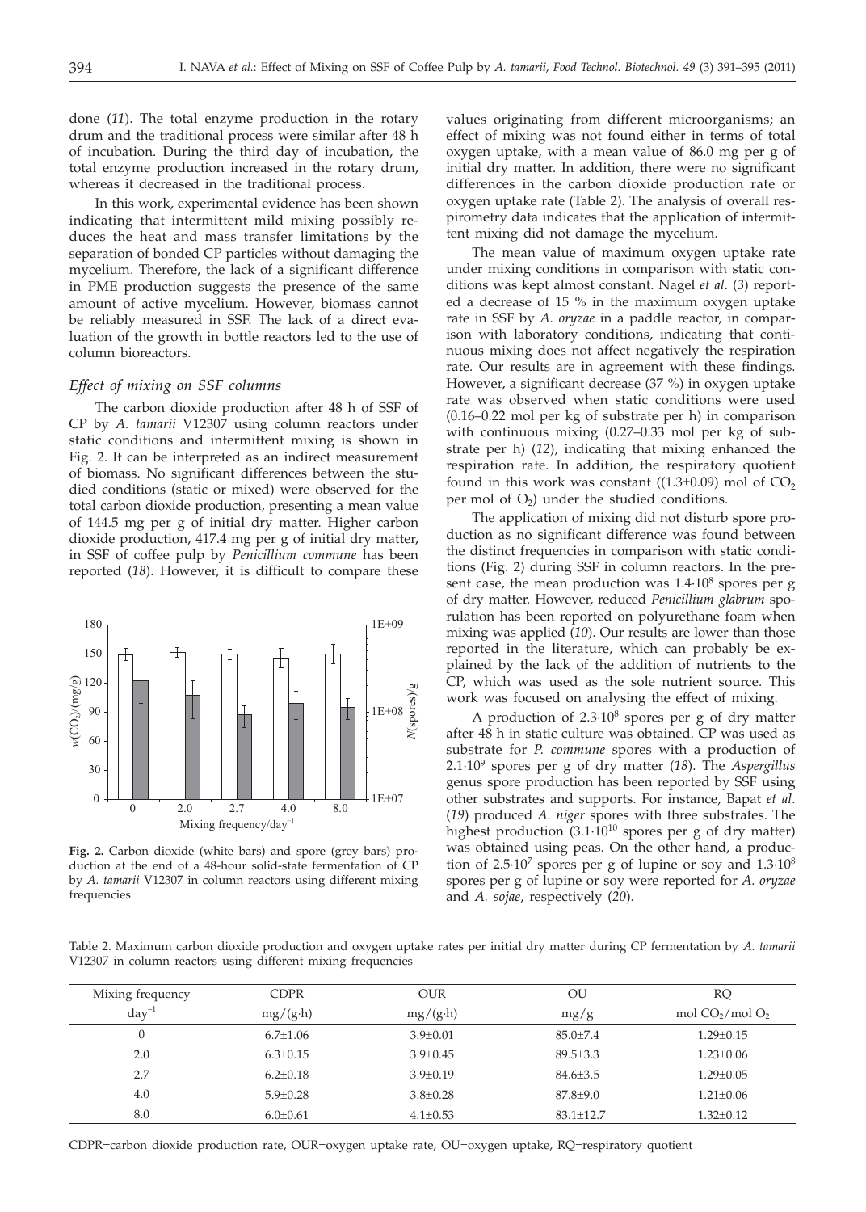done (*11*). The total enzyme production in the rotary drum and the traditional process were similar after 48 h of incubation. During the third day of incubation, the total enzyme production increased in the rotary drum, whereas it decreased in the traditional process.

In this work, experimental evidence has been shown indicating that intermittent mild mixing possibly reduces the heat and mass transfer limitations by the separation of bonded CP particles without damaging the mycelium. Therefore, the lack of a significant difference in PME production suggests the presence of the same amount of active mycelium. However, biomass cannot be reliably measured in SSF. The lack of a direct evaluation of the growth in bottle reactors led to the use of column bioreactors.

### *Effect of mixing on SSF columns*

The carbon dioxide production after 48 h of SSF of CP by *A. tamarii* V12307 using column reactors under static conditions and intermittent mixing is shown in Fig. 2. It can be interpreted as an indirect measurement of biomass. No significant differences between the studied conditions (static or mixed) were observed for the total carbon dioxide production, presenting a mean value of 144.5 mg per g of initial dry matter. Higher carbon dioxide production, 417.4 mg per g of initial dry matter, in SSF of coffee pulp by *Penicillium commune* has been reported (*18*). However, it is difficult to compare these values originating from different microorganisms; an effect of mixing was not found either in terms of total oxygen uptake, with a mean value of 86.0 mg per g of initial dry matter. In addition, there were no significant differences in the carbon dioxide production rate or oxygen uptake rate (Table 2). The analysis of overall respirometry data indicates that the application of intermittent mixing did not damage the mycelium.

**Fig. 2.** Carbon dioxide (white bars) and spore (grey bars) production at the end of a 48-hour solid-state fermentation of CP by *A. tamarii* V12307 in column reactors using different mixing frequencies

The mean value of maximum oxygen uptake rate under mixing conditions in comparison with static conditions was kept almost constant. Nagel *et al*. (*3*) reported a decrease of 15 % in the maximum oxygen uptake rate in SSF by *A. oryzae* in a paddle reactor, in comparison with laboratory conditions, indicating that continuous mixing does not affect negatively the respiration rate. Our results are in agreement with these findings. However, a significant decrease (37 %) in oxygen uptake rate was observed when static conditions were used (0.16–0.22 mol per kg of substrate per h) in comparison with continuous mixing (0.27–0.33 mol per kg of substrate per h) (*12*), indicating that mixing enhanced the respiration rate. In addition, the respiratory quotient found in this work was constant (($1.3\pm0.09$) mol of $CO_2$ per mol of $O_2$) under the studied conditions.

The application of mixing did not disturb spore production as no significant difference was found between the distinct frequencies in comparison with static conditions (Fig. 2) during SSF in column reactors. In the present case, the mean production was $1.4\cdot10^8$ spores per g of dry matter. However, reduced *Penicillium glabrum* sporulation has been reported on polyurethane foam when mixing was applied (*10*). Our results are lower than those reported in the literature, which can probably be explained by the lack of the addition of nutrients to the CP, which was used as the sole nutrient source. This work was focused on analysing the effect of mixing.

A production of $2.3\cdot10^8$ spores per g of dry matter after 48 h in static culture was obtained. CP was used as substrate for *P. commune* spores with a production of $2.1\cdot10^9$ spores per g of dry matter (*18*). The *Aspergillus* genus spore production has been reported by SSF using other substrates and supports. For instance, Bapat *et al*. (*19*) produced *A. niger* spores with three substrates. The highest production ($3.1\cdot10^{10}$ spores per g of dry matter) was obtained using peas. On the other hand, a production of $2.5\cdot10^7$ spores per g of lupine or soy and $1.3\cdot10^8$ spores per g of lupine or soy were reported for *A. oryzae* and *A. sojae*, respectively (*20*).

Table 2. Maximum carbon dioxide production and oxygen uptake rates per initial dry matter during CP fermentation by *A. tamarii* V12307 in column reactors using different mixing frequencies

| Mixing frequency | CDPR | OUR | OU | RQ |
|---|---|---|---|---|
| $day^{-1}$ | mg/(g·h) | mg/(g·h) | mg/g | mol $CO_2$/mol $O_2$ |
| 0 | 6.7±1.06 | 3.9±0.01 | 85.0±7.4 | 1.29±0.15 |
| 2.0 | 6.3±0.15 | 3.9±0.45 | 89.5±3.3 | 1.23±0.06 |
| 2.7 | 6.2±0.18 | 3.9±0.19 | 84.6±3.5 | 1.29±0.05 |
| 4.0 | 5.9±0.28 | 3.8±0.28 | 87.8±9.0 | 1.21±0.06 |
| 8.0 | 6.0±0.61 | 4.1±0.53 | 83.1±12.7 | 1.32±0.12 |

CDPR=carbon dioxide production rate, OUR=oxygen uptake rate, OU=oxygen uptake, RQ=respiratory quotient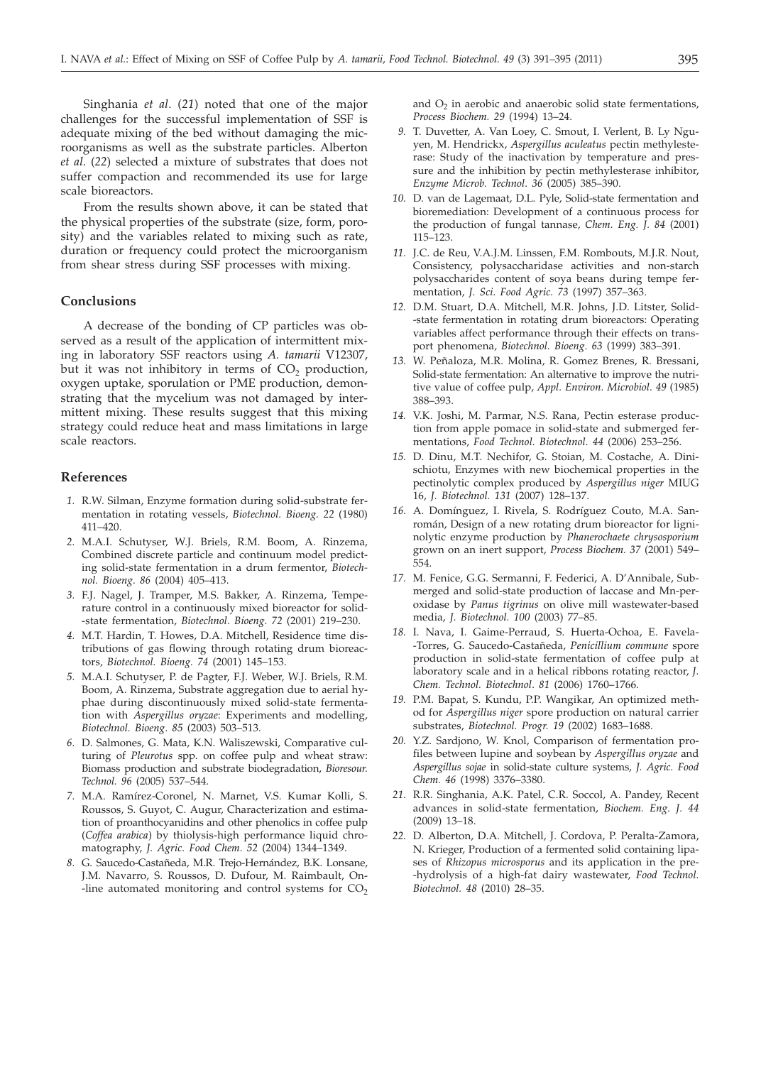Singhania *et al.* (*21*) noted that one of the major challenges for the successful implementation of SSF is adequate mixing of the bed without damaging the microorganisms as well as the substrate particles. Alberton *et al.* (*22*) selected a mixture of substrates that does not suffer compaction and recommended its use for large scale bioreactors.

From the results shown above, it can be stated that the physical properties of the substrate (size, form, porosity) and the variables related to mixing such as rate, duration or frequency could protect the microorganism from shear stress during SSF processes with mixing.

## Conclusions

A decrease of the bonding of CP particles was observed as a result of the application of intermittent mixing in laboratory SSF reactors using *A. tamarii* V12307, but it was not inhibitory in terms of $CO_2$ production, oxygen uptake, sporulation or PME production, demonstrating that the mycelium was not damaged by intermittent mixing. These results suggest that this mixing strategy could reduce heat and mass limitations in large scale reactors.

## References

1. R.W. Silman, Enzyme formation during solid-substrate fermentation in rotating vessels, *Biotechnol. Bioeng. 22* (1980) 411–420.
2. M.A.I. Schutyser, W.J. Briels, R.M. Boom, A. Rinzema, Combined discrete particle and continuum model predicting solid-state fermentation in a drum fermentor, *Biotechnol. Bioeng. 86* (2004) 405–413.
3. F.J. Nagel, J. Tramper, M.S. Bakker, A. Rinzema, Temperature control in a continuously mixed bioreactor for solid-state fermentation, *Biotechnol. Bioeng. 72* (2001) 219–230.
4. M.T. Hardin, T. Howes, D.A. Mitchell, Residence time distributions of gas flowing through rotating drum bioreactors, *Biotechnol. Bioeng. 74* (2001) 145–153.
5. M.A.I. Schutyser, P. de Pagter, F.J. Weber, W.J. Briels, R.M. Boom, A. Rinzema, Substrate aggregation due to aerial hyphae during discontinuously mixed solid-state fermentation with *Aspergillus oryzae*: Experiments and modelling, *Biotechnol. Bioeng. 85* (2003) 503–513.
6. D. Salmones, G. Mata, K.N. Waliszewski, Comparative culturing of *Pleurotus* spp. on coffee pulp and wheat straw: Biomass production and substrate biodegradation, *Bioresour. Technol. 96* (2005) 537–544.
7. M.A. Ramírez-Coronel, N. Marnet, V.S. Kumar Kolli, S. Roussos, S. Guyot, C. Augur, Characterization and estimation of proanthocyanidins and other phenolics in coffee pulp (*Coffea arabica*) by thiolysis-high performance liquid chromatography, *J. Agric. Food Chem. 52* (2004) 1344–1349.
8. G. Saucedo-Castañeda, M.R. Trejo-Hernández, B.K. Lonsane, J.M. Navarro, S. Roussos, D. Dufour, M. Raimbault, On-line automated monitoring and control systems for $CO_2$ and $O_2$ in aerobic and anaerobic solid state fermentations, *Process Biochem. 29* (1994) 13–24.
9. T. Duvetter, A. Van Loey, C. Smout, I. Verlent, B. Ly Nguyen, M. Hendrickx, *Aspergillus aculeatus* pectin methylesterase: Study of the inactivation by temperature and pressure and the inhibition by pectin methylesterase inhibitor, *Enzyme Microb. Technol. 36* (2005) 385–390.
10. D. van de Lagemaat, D.L. Pyle, Solid-state fermentation and bioremediation: Development of a continuous process for the production of fungal tannase, *Chem. Eng. J. 84* (2001) 115–123.
11. J.C. de Reu, V.A.J.M. Linssen, F.M. Rombouts, M.J.R. Nout, Consistency, polysaccharidase activities and non-starch polysaccharides content of soya beans during tempe fermentation, *J. Sci. Food Agric. 73* (1997) 357–363.
12. D.M. Stuart, D.A. Mitchell, M.R. Johns, J.D. Litster, Solid-state fermentation in rotating drum bioreactors: Operating variables affect performance through their effects on transport phenomena, *Biotechnol. Bioeng. 63* (1999) 383–391.
13. W. Peñaloza, M.R. Molina, R. Gomez Brenes, R. Bressani, Solid-state fermentation: An alternative to improve the nutritive value of coffee pulp, *Appl. Environ. Microbiol. 49* (1985) 388–393.
14. V.K. Joshi, M. Parmar, N.S. Rana, Pectin esterase production from apple pomace in solid-state and submerged fermentations, *Food Technol. Biotechnol. 44* (2006) 253–256.
15. D. Dinu, M.T. Nechifor, G. Stoian, M. Costache, A. Dinischiotu, Enzymes with new biochemical properties in the pectinolytic complex produced by *Aspergillus niger* MIUG 16, *J. Biotechnol. 131* (2007) 128–137.
16. A. Domínguez, I. Rivela, S. Rodríguez Couto, M.A. Sanromán, Design of a new rotating drum bioreactor for ligninolytic enzyme production by *Phanerochaete chrysosporium* grown on an inert support, *Process Biochem. 37* (2001) 549–554.
17. M. Fenice, G.G. Sermanni, F. Federici, A. D'Annibale, Submerged and solid-state production of laccase and Mn-peroxidase by *Panus tigrinus* on olive mill wastewater-based media, *J. Biotechnol. 100* (2003) 77–85.
18. I. Nava, I. Gaime-Perraud, S. Huerta-Ochoa, E. Favela-Torres, G. Saucedo-Castañeda, *Penicillium commune* spore production in solid-state fermentation of coffee pulp at laboratory scale and in a helical ribbons rotating reactor, *J. Chem. Technol. Biotechnol. 81* (2006) 1760–1766.
19. P.M. Bapat, S. Kundu, P.P. Wangikar, An optimized method for *Aspergillus niger* spore production on natural carrier substrates, *Biotechnol. Progr. 19* (2002) 1683–1688.
20. Y.Z. Sardjono, W. Knol, Comparison of fermentation profiles between lupine and soybean by *Aspergillus oryzae* and *Aspergillus sojae* in solid-state culture systems, *J. Agric. Food Chem. 46* (1998) 3376–3380.
21. R.R. Singhania, A.K. Patel, C.R. Soccol, A. Pandey, Recent advances in solid-state fermentation, *Biochem. Eng. J. 44* (2009) 13–18.
22. D. Alberton, D.A. Mitchell, J. Cordova, P. Peralta-Zamora, N. Krieger, Production of a fermented solid containing lipases of *Rhizopus microsporus* and its application in the pre-hydrolysis of a high-fat dairy wastewater, *Food Technol. Biotechnol. 48* (2010) 28–35.